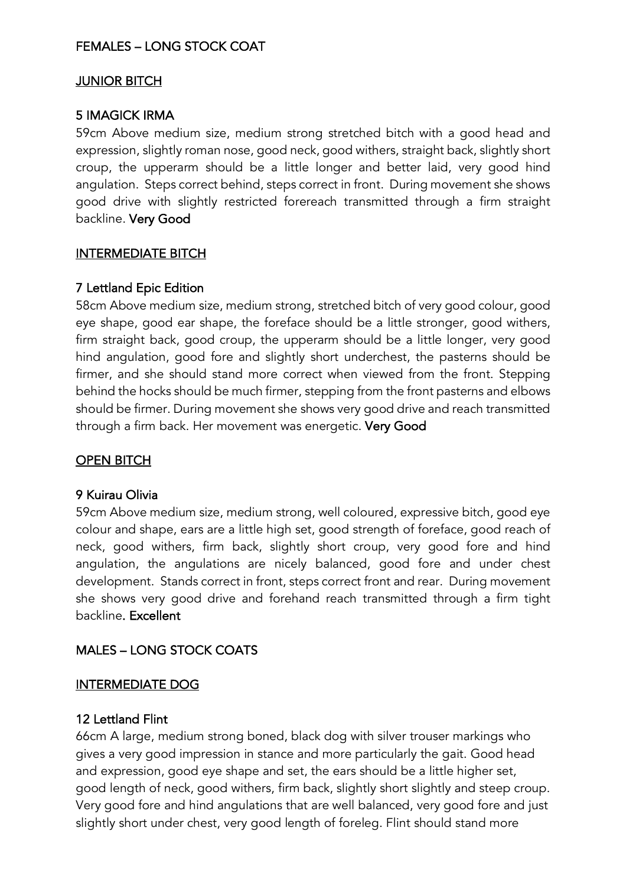## FEMALES – LONG STOCK COAT

### JUNIOR BITCH

**5 IMAGICK IRMA**

59cm Above medium size, medium strong stretched bitch with a good head and expression, slightly roman nose, good neck, good withers, straight back, slightly short croup, the upperarm should be a little longer and better laid, very good hind angulation. Steps correct behind, steps correct in front. During movement she shows good drive with slightly restricted forereach transmitted through a firm straight backline. **Very Good**

### INTERMEDIATE BITCH

**7 Lettland Epic Edition**

58cm Above medium size, medium strong, stretched bitch of very good colour, good eye shape, good ear shape, the foreface should be a little stronger, good withers, firm straight back, good croup, the upperarm should be a little longer, very good hind angulation, good fore and slightly short underchest, the pasterns should be firmer, and she should stand more correct when viewed from the front. Stepping behind the hocks should be much firmer, stepping from the front pasterns and elbows should be firmer. During movement she shows very good drive and reach transmitted through a firm back. Her movement was energetic. **Very Good**

### OPEN BITCH

**9 Kuirau Olivia**

59cm Above medium size, medium strong, well coloured, expressive bitch, good eye colour and shape, ears are a little high set, good strength of foreface, good reach of neck, good withers, firm back, slightly short croup, very good fore and hind angulation, the angulations are nicely balanced, good fore and under chest development. Stands correct in front, steps correct front and rear. During movement she shows very good drive and forehand reach transmitted through a firm tight backline. **Excellent**

## MALES – LONG STOCK COATS

### INTERMEDIATE DOG

**12 Lettland Flint**

66cm A large, medium strong boned, black dog with silver trouser markings who gives a very good impression in stance and more particularly the gait. Good head and expression, good eye shape and set, the ears should be a little higher set, good length of neck, good withers, firm back, slightly short slightly and steep croup. Very good fore and hind angulations that are well balanced, very good fore and just slightly short under chest, very good length of foreleg. Flint should stand more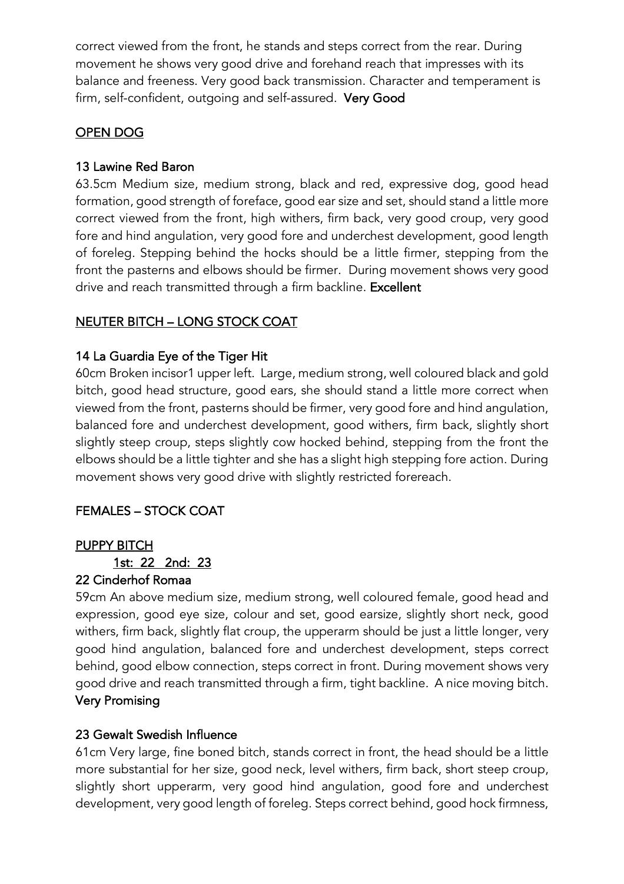correct viewed from the front, he stands and steps correct from the rear. During movement he shows very good drive and forehand reach that impresses with its balance and freeness. Very good back transmission. Character and temperament is firm, self-confident, outgoing and self-assured. **Very Good**

## OPEN DOG

### 13 Lawine Red Baron

63.5cm Medium size, medium strong, black and red, expressive dog, good head formation, good strength of foreface, good ear size and set, should stand a little more correct viewed from the front, high withers, firm back, very good croup, very good fore and hind angulation, very good fore and underchest development, good length of foreleg. Stepping behind the hocks should be a little firmer, stepping from the front the pasterns and elbows should be firmer. During movement shows very good drive and reach transmitted through a firm backline. **Excellent**

## NEUTER BITCH – LONG STOCK COAT

### 14 La Guardia Eye of the Tiger Hit

60cm Broken incisor1 upper left. Large, medium strong, well coloured black and gold bitch, good head structure, good ears, she should stand a little more correct when viewed from the front, pasterns should be firmer, very good fore and hind angulation, balanced fore and underchest development, good withers, firm back, slightly short slightly steep croup, steps slightly cow hocked behind, stepping from the front the elbows should be a little tighter and she has a slight high stepping fore action. During movement shows very good drive with slightly restricted forereach.

## FEMALES – STOCK COAT

## PUPPY BITCH

1st: 22 2nd: 23

### 22 Cinderhof Romaa

59cm An above medium size, medium strong, well coloured female, good head and expression, good eye size, colour and set, good earsize, slightly short neck, good withers, firm back, slightly flat croup, the upperarm should be just a little longer, very good hind angulation, balanced fore and underchest development, steps correct behind, good elbow connection, steps correct in front. During movement shows very good drive and reach transmitted through a firm, tight backline. A nice moving bitch. **Very Promising**

### 23 Gewalt Swedish Influence

61cm Very large, fine boned bitch, stands correct in front, the head should be a little more substantial for her size, good neck, level withers, firm back, short steep croup, slightly short upperarm, very good hind angulation, good fore and underchest development, very good length of foreleg. Steps correct behind, good hock firmness,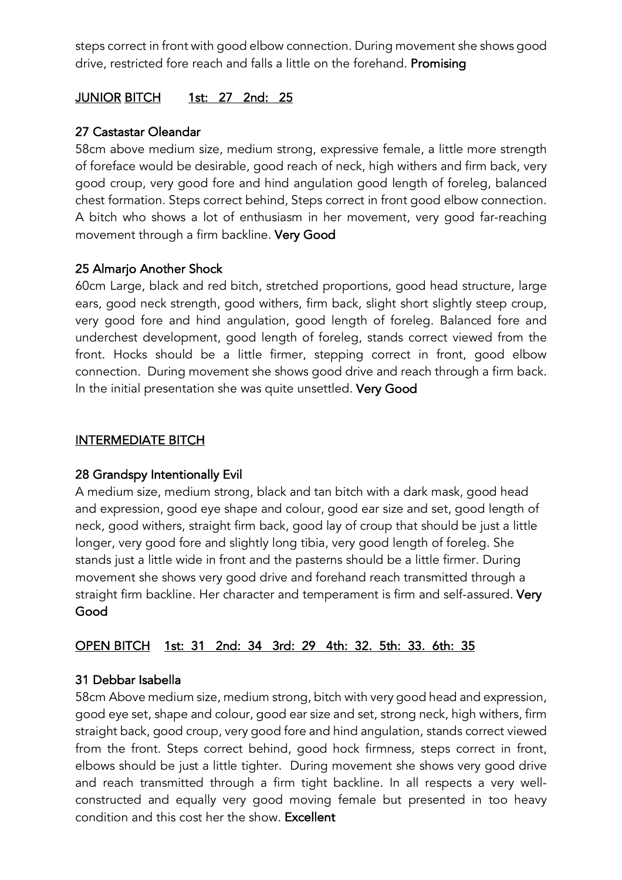steps correct in front with good elbow connection. During movement she shows good drive, restricted fore reach and falls a little on the forehand. **Promising**

## JUNIOR BITCH 1st: 27 2nd: 25

### 27 Castastar Oleandar

58cm above medium size, medium strong, expressive female, a little more strength of foreface would be desirable, good reach of neck, high withers and firm back, very good croup, very good fore and hind angulation good length of foreleg, balanced chest formation. Steps correct behind, Steps correct in front good elbow connection. A bitch who shows a lot of enthusiasm in her movement, very good far-reaching movement through a firm backline. **Very Good**

### 25 Almarjo Another Shock

60cm Large, black and red bitch, stretched proportions, good head structure, large ears, good neck strength, good withers, firm back, slight short slightly steep croup, very good fore and hind angulation, good length of foreleg. Balanced fore and underchest development, good length of foreleg, stands correct viewed from the front. Hocks should be a little firmer, stepping correct in front, good elbow connection. During movement she shows good drive and reach through a firm back. In the initial presentation she was quite unsettled. **Very Good**

## INTERMEDIATE BITCH

### 28 Grandspy Intentionally Evil

A medium size, medium strong, black and tan bitch with a dark mask, good head and expression, good eye shape and colour, good ear size and set, good length of neck, good withers, straight firm back, good lay of croup that should be just a little longer, very good fore and slightly long tibia, very good length of foreleg. She stands just a little wide in front and the pasterns should be a little firmer. During movement she shows very good drive and forehand reach transmitted through a straight firm backline. Her character and temperament is firm and self-assured. **Very Good**

## OPEN BITCH 1st: 31 2nd: 34 3rd: 29 4th: 32. 5th: 33. 6th: 35

### 31 Debbar Isabella

58cm Above medium size, medium strong, bitch with very good head and expression, good eye set, shape and colour, good ear size and set, strong neck, high withers, firm straight back, good croup, very good fore and hind angulation, stands correct viewed from the front. Steps correct behind, good hock firmness, steps correct in front, elbows should be just a little tighter. During movement she shows very good drive and reach transmitted through a firm tight backline. In all respects a very well-constructed and equally very good moving female but presented in too heavy condition and this cost her the show. **Excellent**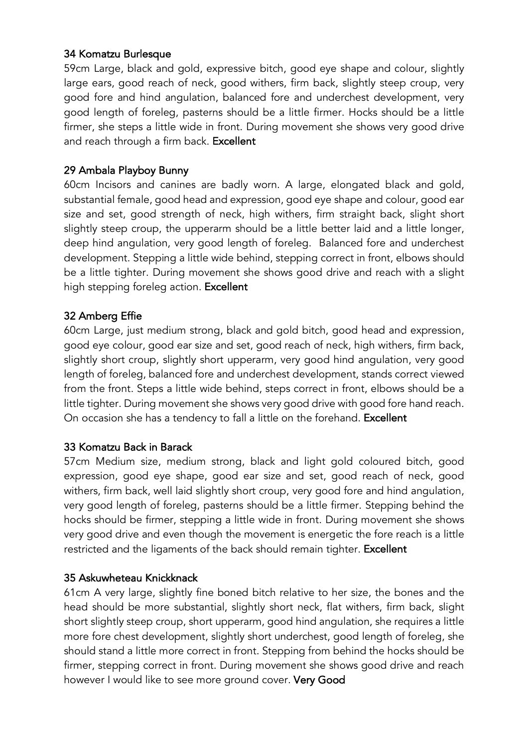**34 Komatzu Burlesque**

59cm Large, black and gold, expressive bitch, good eye shape and colour, slightly large ears, good reach of neck, good withers, firm back, slightly steep croup, very good fore and hind angulation, balanced fore and underchest development, very good length of foreleg, pasterns should be a little firmer. Hocks should be a little firmer, she steps a little wide in front. During movement she shows very good drive and reach through a firm back. **Excellent**

**29 Ambala Playboy Bunny**

60cm Incisors and canines are badly worn. A large, elongated black and gold, substantial female, good head and expression, good eye shape and colour, good ear size and set, good strength of neck, high withers, firm straight back, slight short slightly steep croup, the upperarm should be a little better laid and a little longer, deep hind angulation, very good length of foreleg. Balanced fore and underchest development. Stepping a little wide behind, stepping correct in front, elbows should be a little tighter. During movement she shows good drive and reach with a slight high stepping foreleg action. **Excellent**

**32 Amberg Effie**

60cm Large, just medium strong, black and gold bitch, good head and expression, good eye colour, good ear size and set, good reach of neck, high withers, firm back, slightly short croup, slightly short upperarm, very good hind angulation, very good length of foreleg, balanced fore and underchest development, stands correct viewed from the front. Steps a little wide behind, steps correct in front, elbows should be a little tighter. During movement she shows very good drive with good fore hand reach. On occasion she has a tendency to fall a little on the forehand. **Excellent**

**33 Komatzu Back in Barack**

57cm Medium size, medium strong, black and light gold coloured bitch, good expression, good eye shape, good ear size and set, good reach of neck, good withers, firm back, well laid slightly short croup, very good fore and hind angulation, very good length of foreleg, pasterns should be a little firmer. Stepping behind the hocks should be firmer, stepping a little wide in front. During movement she shows very good drive and even though the movement is energetic the fore reach is a little restricted and the ligaments of the back should remain tighter. **Excellent**

**35 Askuwheteau Knickknack**

61cm A very large, slightly fine boned bitch relative to her size, the bones and the head should be more substantial, slightly short neck, flat withers, firm back, slight short slightly steep croup, short upperarm, good hind angulation, she requires a little more fore chest development, slightly short underchest, good length of foreleg, she should stand a little more correct in front. Stepping from behind the hocks should be firmer, stepping correct in front. During movement she shows good drive and reach however I would like to see more ground cover. **Very Good**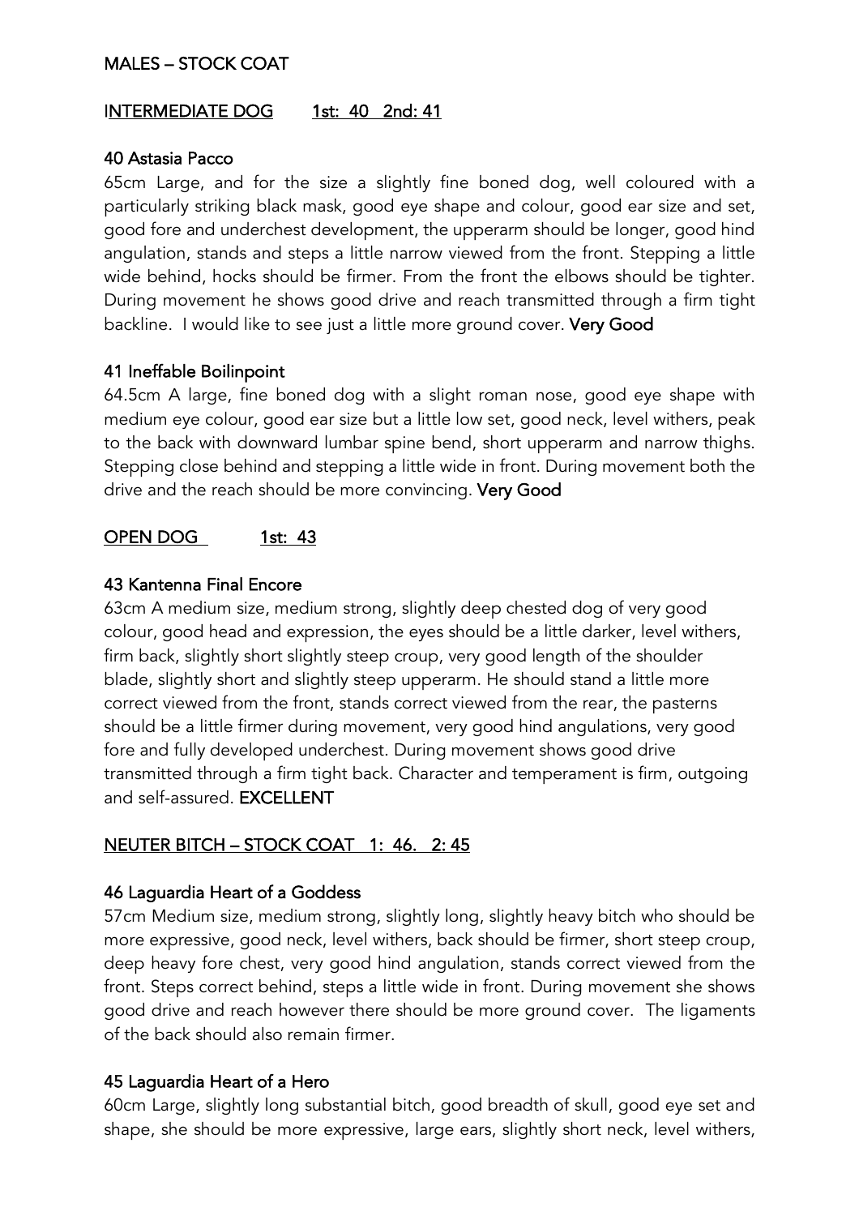## MALES – STOCK COAT

### INTERMEDIATE DOG 1st: 40 2nd: 41

#### 40 Astasia Pacco

65cm Large, and for the size a slightly fine boned dog, well coloured with a particularly striking black mask, good eye shape and colour, good ear size and set, good fore and underchest development, the upperarm should be longer, good hind angulation, stands and steps a little narrow viewed from the front. Stepping a little wide behind, hocks should be firmer. From the front the elbows should be tighter. During movement he shows good drive and reach transmitted through a firm tight backline. I would like to see just a little more ground cover. **Very Good**

#### 41 Ineffable Boilinpoint

64.5cm A large, fine boned dog with a slight roman nose, good eye shape with medium eye colour, good ear size but a little low set, good neck, level withers, peak to the back with downward lumbar spine bend, short upperarm and narrow thighs. Stepping close behind and stepping a little wide in front. During movement both the drive and the reach should be more convincing. **Very Good**

### OPEN DOG 1st: 43

#### 43 Kantenna Final Encore

63cm A medium size, medium strong, slightly deep chested dog of very good colour, good head and expression, the eyes should be a little darker, level withers, firm back, slightly short slightly steep croup, very good length of the shoulder blade, slightly short and slightly steep upperarm. He should stand a little more correct viewed from the front, stands correct viewed from the rear, the pasterns should be a little firmer during movement, very good hind angulations, very good fore and fully developed underchest. During movement shows good drive transmitted through a firm tight back. Character and temperament is firm, outgoing and self-assured. **EXCELLENT**

### NEUTER BITCH – STOCK COAT 1: 46. 2: 45

#### 46 Laguardia Heart of a Goddess

57cm Medium size, medium strong, slightly long, slightly heavy bitch who should be more expressive, good neck, level withers, back should be firmer, short steep croup, deep heavy fore chest, very good hind angulation, stands correct viewed from the front. Steps correct behind, steps a little wide in front. During movement she shows good drive and reach however there should be more ground cover. The ligaments of the back should also remain firmer.

#### 45 Laguardia Heart of a Hero

60cm Large, slightly long substantial bitch, good breadth of skull, good eye set and shape, she should be more expressive, large ears, slightly short neck, level withers,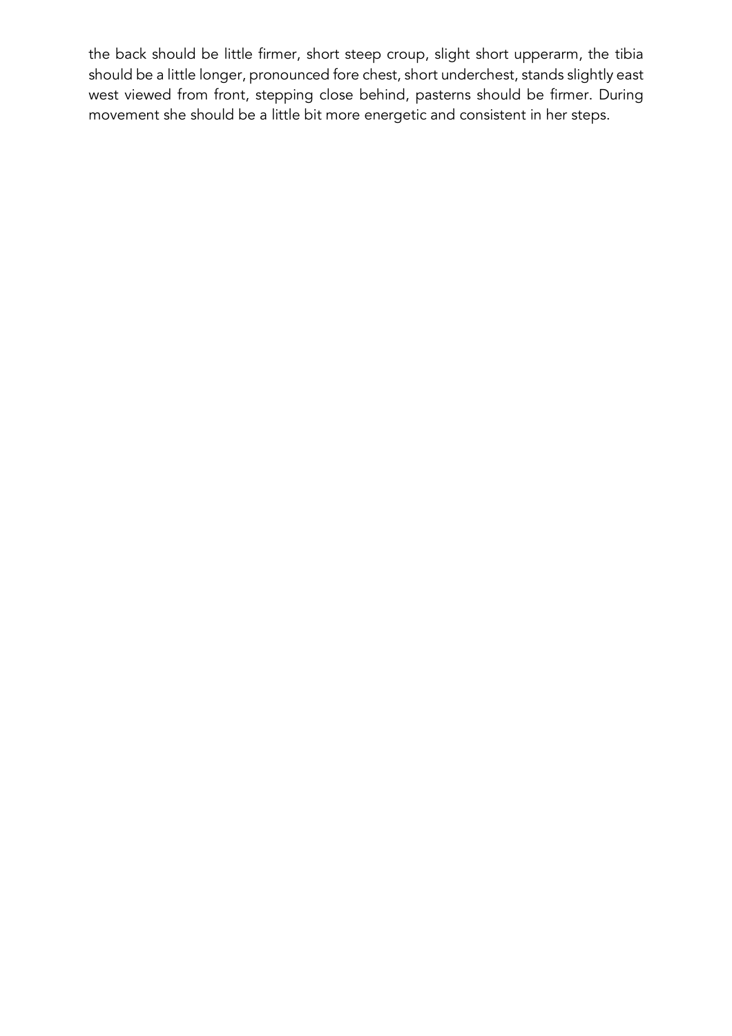the back should be little firmer, short steep croup, slight short upperarm, the tibia should be a little longer, pronounced fore chest, short underchest, stands slightly east west viewed from front, stepping close behind, pasterns should be firmer. During movement she should be a little bit more energetic and consistent in her steps.